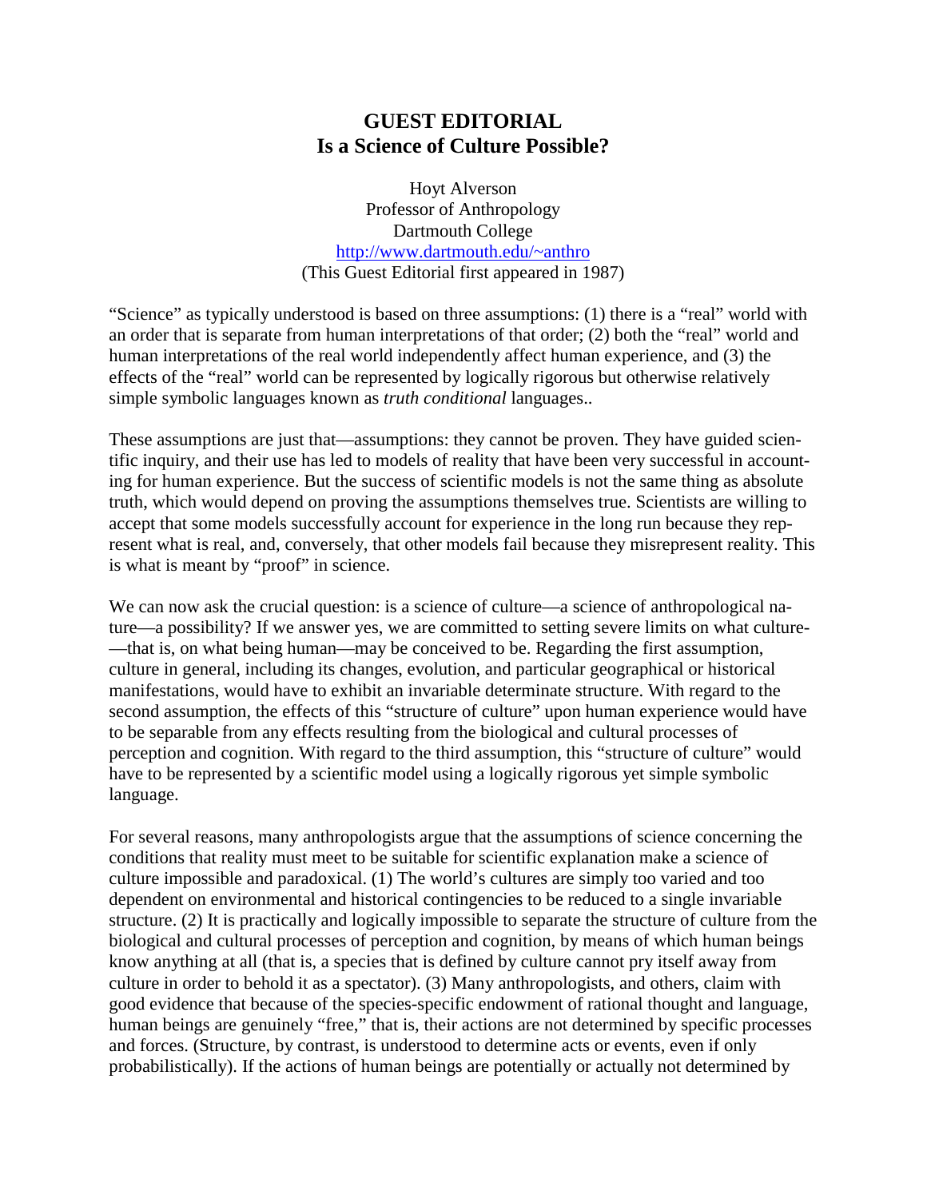# GUEST EDITORIAL
# Is a Science of Culture Possible?

Hoyt Alverson
Professor of Anthropology
Dartmouth College
http://www.dartmouth.edu/~anthro
(This Guest Editorial first appeared in 1987)

"Science" as typically understood is based on three assumptions: (1) there is a "real" world with an order that is separate from human interpretations of that order; (2) both the "real" world and human interpretations of the real world independently affect human experience, and (3) the effects of the "real" world can be represented by logically rigorous but otherwise relatively simple symbolic languages known as *truth conditional* languages..

These assumptions are just that—assumptions: they cannot be proven. They have guided scientific inquiry, and their use has led to models of reality that have been very successful in accounting for human experience. But the success of scientific models is not the same thing as absolute truth, which would depend on proving the assumptions themselves true. Scientists are willing to accept that some models successfully account for experience in the long run because they represent what is real, and, conversely, that other models fail because they misrepresent reality. This is what is meant by "proof" in science.

We can now ask the crucial question: is a science of culture—a science of anthropological nature—a possibility? If we answer yes, we are committed to setting severe limits on what culture-—that is, on what being human—may be conceived to be. Regarding the first assumption, culture in general, including its changes, evolution, and particular geographical or historical manifestations, would have to exhibit an invariable determinate structure. With regard to the second assumption, the effects of this "structure of culture" upon human experience would have to be separable from any effects resulting from the biological and cultural processes of perception and cognition. With regard to the third assumption, this "structure of culture" would have to be represented by a scientific model using a logically rigorous yet simple symbolic language.

For several reasons, many anthropologists argue that the assumptions of science concerning the conditions that reality must meet to be suitable for scientific explanation make a science of culture impossible and paradoxical. (1) The world's cultures are simply too varied and too dependent on environmental and historical contingencies to be reduced to a single invariable structure. (2) It is practically and logically impossible to separate the structure of culture from the biological and cultural processes of perception and cognition, by means of which human beings know anything at all (that is, a species that is defined by culture cannot pry itself away from culture in order to behold it as a spectator). (3) Many anthropologists, and others, claim with good evidence that because of the species-specific endowment of rational thought and language, human beings are genuinely "free," that is, their actions are not determined by specific processes and forces. (Structure, by contrast, is understood to determine acts or events, even if only probabilistically). If the actions of human beings are potentially or actually not determined by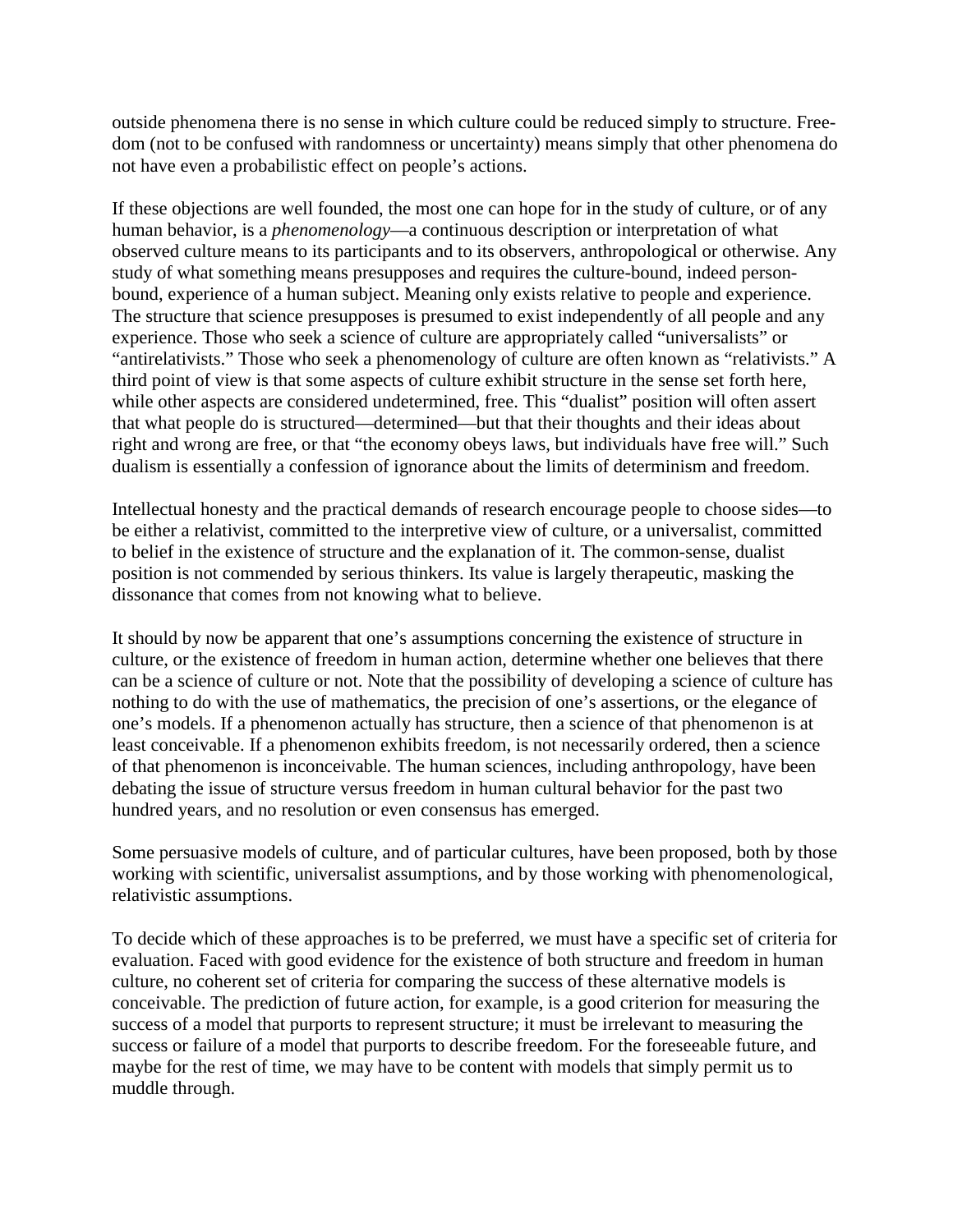outside phenomena there is no sense in which culture could be reduced simply to structure. Freedom (not to be confused with randomness or uncertainty) means simply that other phenomena do not have even a probabilistic effect on people's actions.

If these objections are well founded, the most one can hope for in the study of culture, or of any human behavior, is a *phenomenology*—a continuous description or interpretation of what observed culture means to its participants and to its observers, anthropological or otherwise. Any study of what something means presupposes and requires the culture-bound, indeed person-bound, experience of a human subject. Meaning only exists relative to people and experience. The structure that science presupposes is presumed to exist independently of all people and any experience. Those who seek a science of culture are appropriately called "universalists" or "antirelativists." Those who seek a phenomenology of culture are often known as "relativists." A third point of view is that some aspects of culture exhibit structure in the sense set forth here, while other aspects are considered undetermined, free. This "dualist" position will often assert that what people do is structured—determined—but that their thoughts and their ideas about right and wrong are free, or that "the economy obeys laws, but individuals have free will." Such dualism is essentially a confession of ignorance about the limits of determinism and freedom.

Intellectual honesty and the practical demands of research encourage people to choose sides—to be either a relativist, committed to the interpretive view of culture, or a universalist, committed to belief in the existence of structure and the explanation of it. The common-sense, dualist position is not commended by serious thinkers. Its value is largely therapeutic, masking the dissonance that comes from not knowing what to believe.

It should by now be apparent that one's assumptions concerning the existence of structure in culture, or the existence of freedom in human action, determine whether one believes that there can be a science of culture or not. Note that the possibility of developing a science of culture has nothing to do with the use of mathematics, the precision of one's assertions, or the elegance of one's models. If a phenomenon actually has structure, then a science of that phenomenon is at least conceivable. If a phenomenon exhibits freedom, is not necessarily ordered, then a science of that phenomenon is inconceivable. The human sciences, including anthropology, have been debating the issue of structure versus freedom in human cultural behavior for the past two hundred years, and no resolution or even consensus has emerged.

Some persuasive models of culture, and of particular cultures, have been proposed, both by those working with scientific, universalist assumptions, and by those working with phenomenological, relativistic assumptions.

To decide which of these approaches is to be preferred, we must have a specific set of criteria for evaluation. Faced with good evidence for the existence of both structure and freedom in human culture, no coherent set of criteria for comparing the success of these alternative models is conceivable. The prediction of future action, for example, is a good criterion for measuring the success of a model that purports to represent structure; it must be irrelevant to measuring the success or failure of a model that purports to describe freedom. For the foreseeable future, and maybe for the rest of time, we may have to be content with models that simply permit us to muddle through.